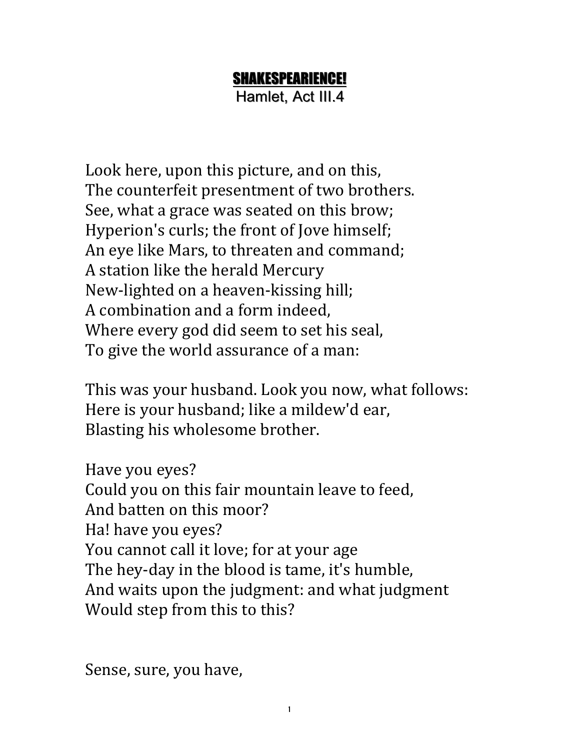# SHAKESPEARIENCE!

## Hamlet, Act III.4

Look here, upon this picture, and on this,
The counterfeit presentment of two brothers.
See, what a grace was seated on this brow;
Hyperion's curls; the front of Jove himself;
An eye like Mars, to threaten and command;
A station like the herald Mercury
New-lighted on a heaven-kissing hill;
A combination and a form indeed,
Where every god did seem to set his seal,
To give the world assurance of a man:

This was your husband. Look you now, what follows:
Here is your husband; like a mildew'd ear,
Blasting his wholesome brother.

Have you eyes?
Could you on this fair mountain leave to feed,
And batten on this moor?
Ha! have you eyes?
You cannot call it love; for at your age
The hey-day in the blood is tame, it's humble,
And waits upon the judgment: and what judgment
Would step from this to this?

Sense, sure, you have,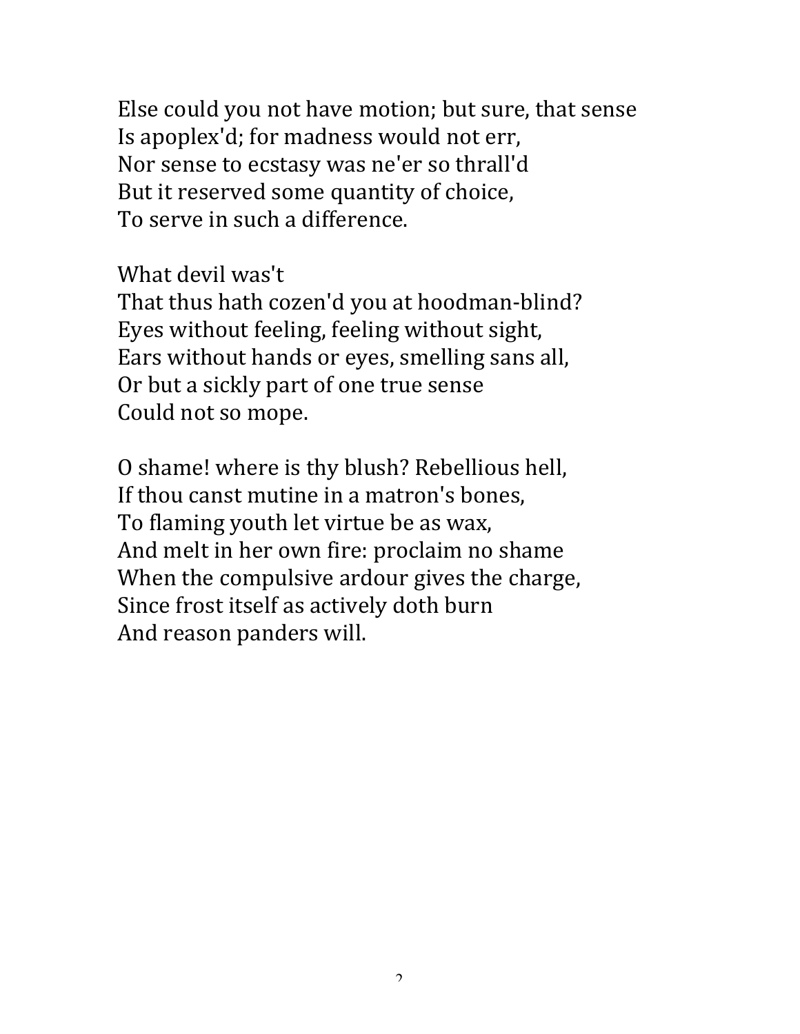Else could you not have motion; but sure, that sense  
Is apoplex'd; for madness would not err,  
Nor sense to ecstasy was ne'er so thrall'd  
But it reserved some quantity of choice,  
To serve in such a difference.

What devil was't  
That thus hath cozen'd you at hoodman-blind?  
Eyes without feeling, feeling without sight,  
Ears without hands or eyes, smelling sans all,  
Or but a sickly part of one true sense  
Could not so mope.

O shame! where is thy blush? Rebellious hell,  
If thou canst mutine in a matron's bones,  
To flaming youth let virtue be as wax,  
And melt in her own fire: proclaim no shame  
When the compulsive ardour gives the charge,  
Since frost itself as actively doth burn  
And reason panders will.